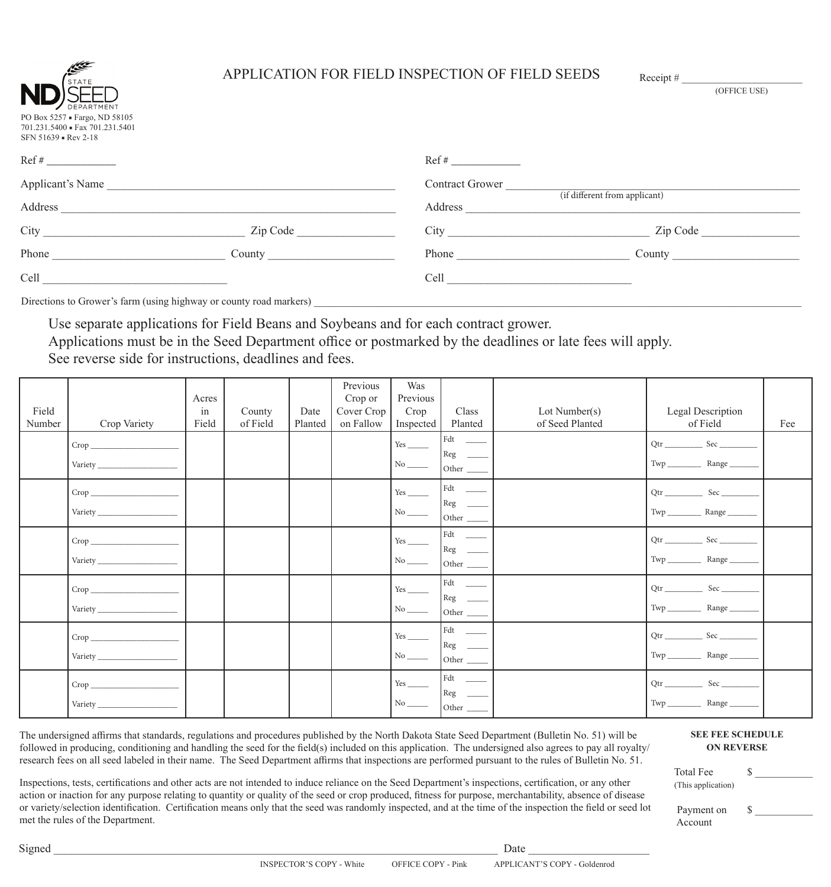ND STATE SEED DEPARTMENT

PO Box 5257 ▪ Fargo, ND 58105
701.231.5400 ▪ Fax 701.231.5401
SFN 51639 ▪ Rev 2-18

# APPLICATION FOR FIELD INSPECTION OF FIELD SEEDS

Receipt # ______________________
(OFFICE USE)

Ref # ____________

Applicant's Name ______________________________________________

Address ______________________________________________

City ______________________________ Zip Code ______________

Phone __________________________ County ___________________

Cell ____________________________

Ref # ____________

Contract Grower ______________________________________________
(if different from applicant)

Address ______________________________________________

City ______________________________ Zip Code ______________

Phone __________________________ County ___________________

Cell ____________________________

Directions to Grower's farm (using highway or county road markers) ______________________________________________

Use separate applications for Field Beans and Soybeans and for each contract grower.
Applications must be in the Seed Department office or postmarked by the deadlines or late fees will apply.
See reverse side for instructions, deadlines and fees.

| Field Number | Crop Variety | Acres in Field | County of Field | Date Planted | Previous Crop or Cover Crop on Fallow | Was Previous Crop Inspected | Class Planted | Lot Number(s) of Seed Planted | Legal Description of Field | Fee |
|---|---|---|---|---|---|---|---|---|---|---|
| | Crop ____________ Variety ____________ | | | | | Yes _____ No _____ | Fdt _____ Reg _____ Other _____ | | Qtr ______ Sec ______ Twp ______ Range ______ | |
| | Crop ____________ Variety ____________ | | | | | Yes _____ No _____ | Fdt _____ Reg _____ Other _____ | | Qtr ______ Sec ______ Twp ______ Range ______ | |
| | Crop ____________ Variety ____________ | | | | | Yes _____ No _____ | Fdt _____ Reg _____ Other _____ | | Qtr ______ Sec ______ Twp ______ Range ______ | |
| | Crop ____________ Variety ____________ | | | | | Yes _____ No _____ | Fdt _____ Reg _____ Other _____ | | Qtr ______ Sec ______ Twp ______ Range ______ | |
| | Crop ____________ Variety ____________ | | | | | Yes _____ No _____ | Fdt _____ Reg _____ Other _____ | | Qtr ______ Sec ______ Twp ______ Range ______ | |
| | Crop ____________ Variety ____________ | | | | | Yes _____ No _____ | Fdt _____ Reg _____ Other _____ | | Qtr ______ Sec ______ Twp ______ Range ______ | |

The undersigned affirms that standards, regulations and procedures published by the North Dakota State Seed Department (Bulletin No. 51) will be followed in producing, conditioning and handling the seed for the field(s) included on this application. The undersigned also agrees to pay all royalty/research fees on all seed labeled in their name. The Seed Department affirms that inspections are performed pursuant to the rules of Bulletin No. 51.

Inspections, tests, certifications and other acts are not intended to induce reliance on the Seed Department's inspections, certification, or any other action or inaction for any purpose relating to quantity or quality of the seed or crop produced, fitness for purpose, merchantability, absence of disease or variety/selection identification. Certification means only that the seed was randomly inspected, and at the time of the inspection the field or seed lot met the rules of the Department.

**SEE FEE SCHEDULE ON REVERSE**

Total Fee (This application) $ __________

Payment on Account $ __________

Signed ______________________________________________ Date ____________________

INSPECTOR'S COPY - White OFFICE COPY - Pink APPLICANT'S COPY - Goldenrod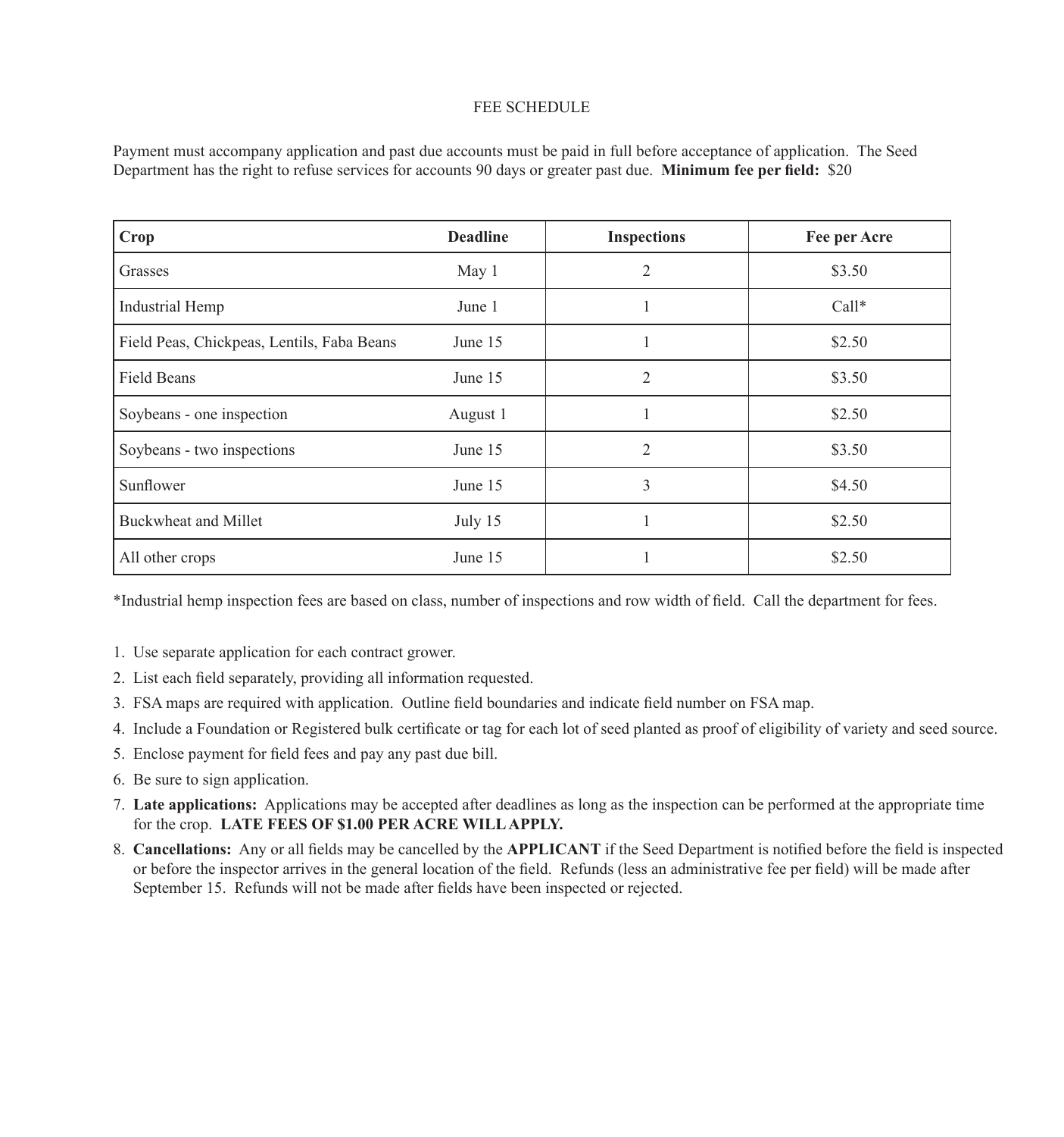# FEE SCHEDULE

Payment must accompany application and past due accounts must be paid in full before acceptance of application. The Seed Department has the right to refuse services for accounts 90 days or greater past due. **Minimum fee per field:** $20

| Crop | Deadline | Inspections | Fee per Acre |
|---|---|---|---|
| Grasses | May 1 | 2 | $3.50 |
| Industrial Hemp | June 1 | 1 | Call* |
| Field Peas, Chickpeas, Lentils, Faba Beans | June 15 | 1 | $2.50 |
| Field Beans | June 15 | 2 | $3.50 |
| Soybeans - one inspection | August 1 | 1 | $2.50 |
| Soybeans - two inspections | June 15 | 2 | $3.50 |
| Sunflower | June 15 | 3 | $4.50 |
| Buckwheat and Millet | July 15 | 1 | $2.50 |
| All other crops | June 15 | 1 | $2.50 |

*Industrial hemp inspection fees are based on class, number of inspections and row width of field. Call the department for fees.

1. Use separate application for each contract grower.
2. List each field separately, providing all information requested.
3. FSA maps are required with application. Outline field boundaries and indicate field number on FSA map.
4. Include a Foundation or Registered bulk certificate or tag for each lot of seed planted as proof of eligibility of variety and seed source.
5. Enclose payment for field fees and pay any past due bill.
6. Be sure to sign application.
7. **Late applications:** Applications may be accepted after deadlines as long as the inspection can be performed at the appropriate time for the crop. **LATE FEES OF $1.00 PER ACRE WILL APPLY.**
8. **Cancellations:** Any or all fields may be cancelled by the **APPLICANT** if the Seed Department is notified before the field is inspected or before the inspector arrives in the general location of the field. Refunds (less an administrative fee per field) will be made after September 15. Refunds will not be made after fields have been inspected or rejected.